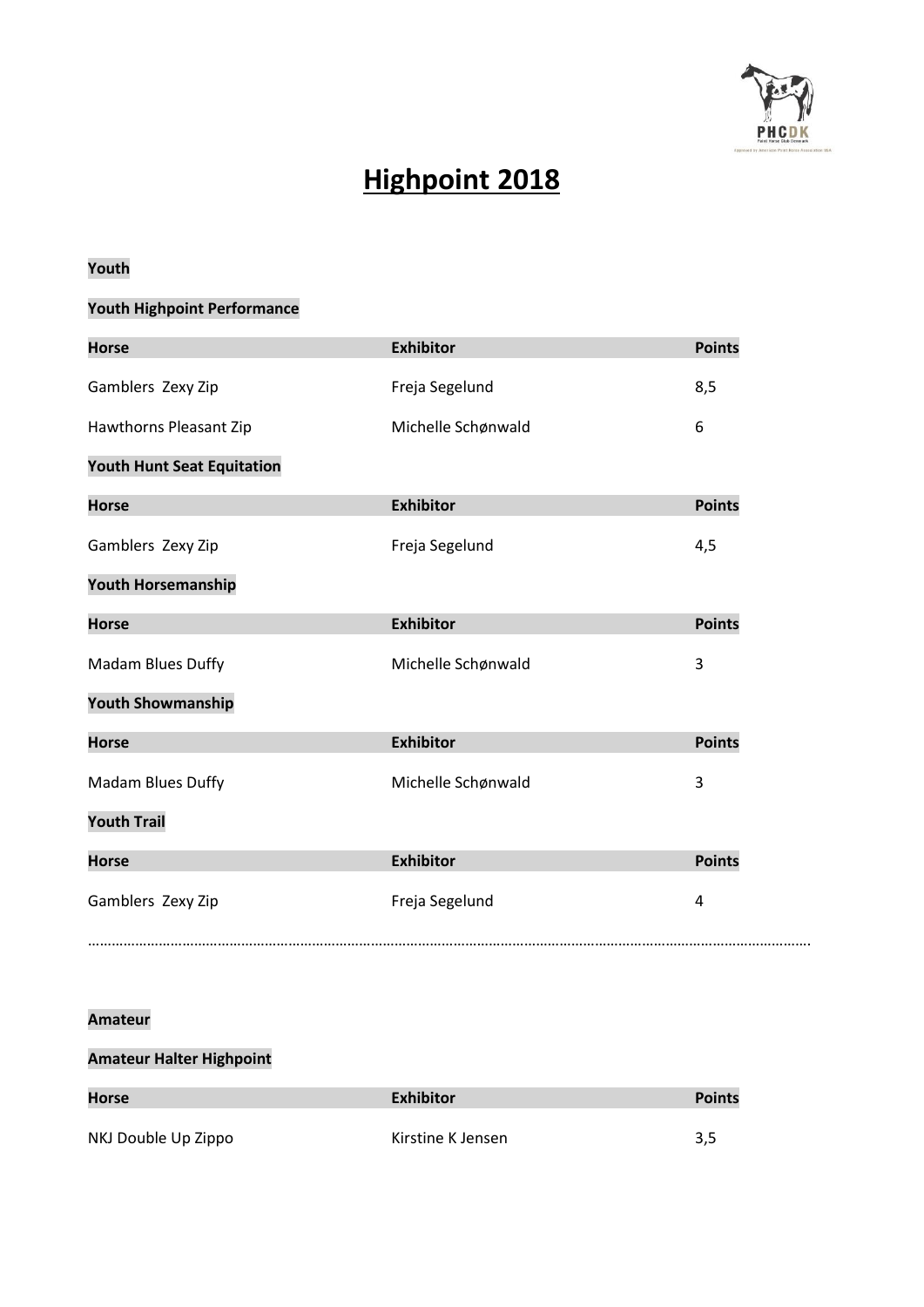# Highpoint 2018

**Youth**

**Youth Highpoint Performance**

| Horse | Exhibitor | Points |
| --- | --- | --- |
| Gamblers  Zexy Zip | Freja Segelund | 8,5 |
| Hawthorns Pleasant Zip | Michelle Schønwald | 6 |

**Youth Hunt Seat Equitation**

| Horse | Exhibitor | Points |
| --- | --- | --- |
| Gamblers  Zexy Zip | Freja Segelund | 4,5 |

**Youth Horsemanship**

| Horse | Exhibitor | Points |
| --- | --- | --- |
| Madam Blues Duffy | Michelle Schønwald | 3 |

**Youth Showmanship**

| Horse | Exhibitor | Points |
| --- | --- | --- |
| Madam Blues Duffy | Michelle Schønwald | 3 |

**Youth Trail**

| Horse | Exhibitor | Points |
| --- | --- | --- |
| Gamblers  Zexy Zip | Freja Segelund | 4 |

……………………………………………………………………………………………………………………………………………………………

**Amateur**

**Amateur Halter Highpoint**

| Horse | Exhibitor | Points |
| --- | --- | --- |
| NKJ Double Up Zippo | Kirstine K Jensen | 3,5 |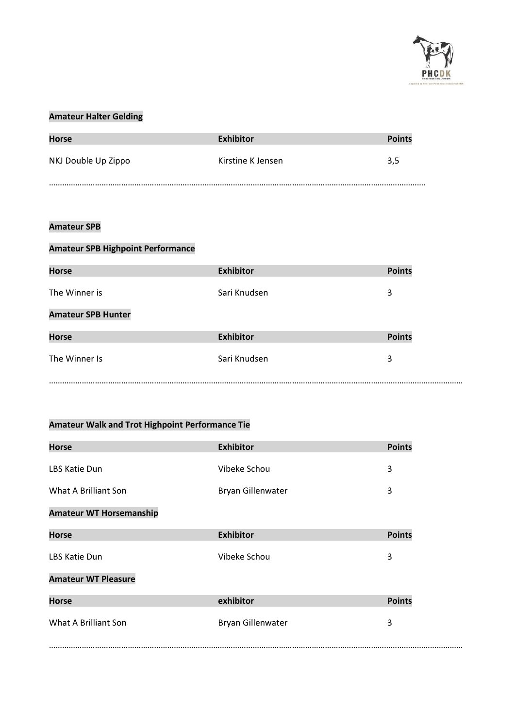**Amateur Halter Gelding**

| Horse | Exhibitor | Points |
| --- | --- | --- |
| NKJ Double Up Zippo | Kirstine K Jensen | 3,5 |

……………………………………………………………………………………………………………………………………………….

**Amateur SPB**

**Amateur SPB Highpoint Performance**

| Horse | Exhibitor | Points |
| --- | --- | --- |
| The Winner is | Sari Knudsen | 3 |

**Amateur SPB Hunter**

| Horse | Exhibitor | Points |
| --- | --- | --- |
| The Winner Is | Sari Knudsen | 3 |

…………………………………………………………………………………………………………………………………………………………

**Amateur Walk and Trot Highpoint Performance Tie**

| Horse | Exhibitor | Points |
| --- | --- | --- |
| LBS Katie Dun | Vibeke Schou | 3 |
| What A Brilliant Son | Bryan Gillenwater | 3 |

**Amateur WT Horsemanship**

| Horse | Exhibitor | Points |
| --- | --- | --- |
| LBS Katie Dun | Vibeke Schou | 3 |

**Amateur WT Pleasure**

| Horse | exhibitor | Points |
| --- | --- | --- |
| What A Brilliant Son | Bryan Gillenwater | 3 |

…………………………………………………………………………………………………………………………………………………………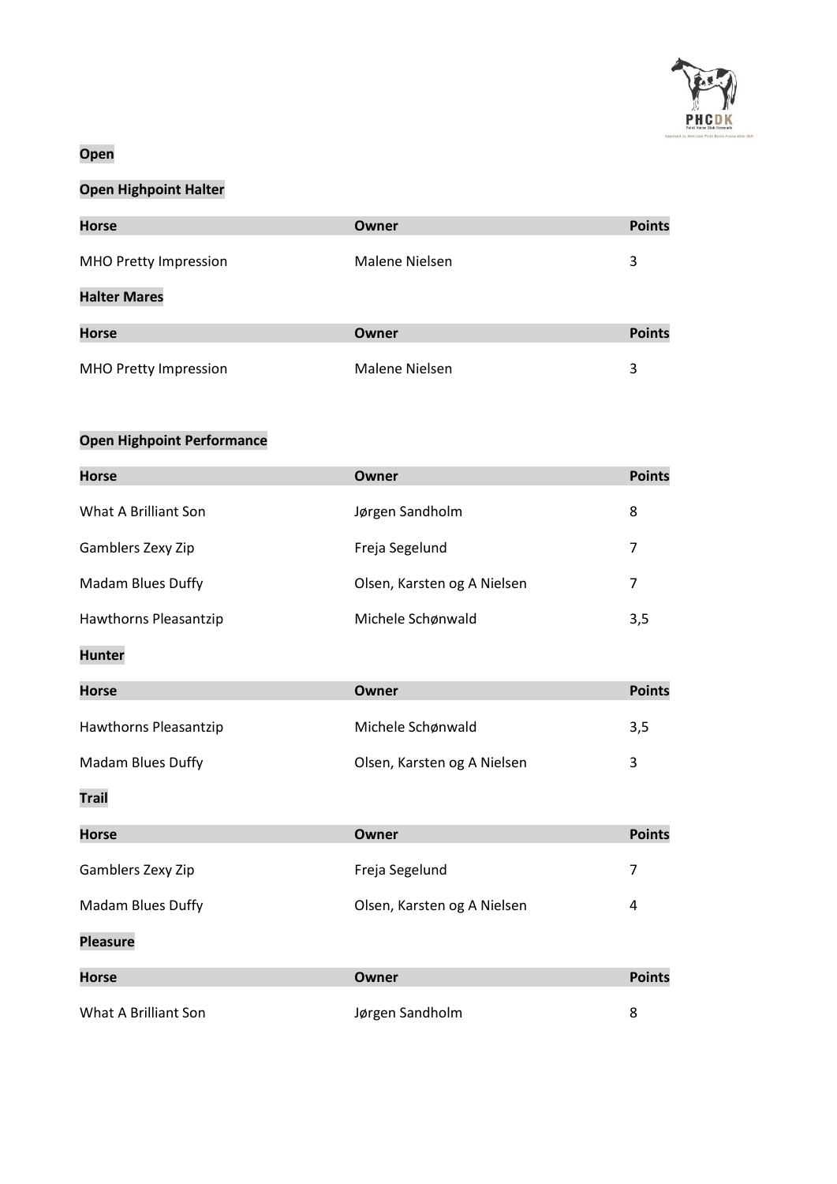## Open

### Open Highpoint Halter

| Horse | Owner | Points |
|---|---|---|
| MHO Pretty Impression | Malene Nielsen | 3 |

#### Halter Mares

| Horse | Owner | Points |
|---|---|---|
| MHO Pretty Impression | Malene Nielsen | 3 |

### Open Highpoint Performance

| Horse | Owner | Points |
|---|---|---|
| What A Brilliant Son | Jørgen Sandholm | 8 |
| Gamblers Zexy Zip | Freja Segelund | 7 |
| Madam Blues Duffy | Olsen, Karsten og A Nielsen | 7 |
| Hawthorns Pleasantzip | Michele Schønwald | 3,5 |

#### Hunter

| Horse | Owner | Points |
|---|---|---|
| Hawthorns Pleasantzip | Michele Schønwald | 3,5 |
| Madam Blues Duffy | Olsen, Karsten og A Nielsen | 3 |

#### Trail

| Horse | Owner | Points |
|---|---|---|
| Gamblers Zexy Zip | Freja Segelund | 7 |
| Madam Blues Duffy | Olsen, Karsten og A Nielsen | 4 |

#### Pleasure

| Horse | Owner | Points |
|---|---|---|
| What A Brilliant Son | Jørgen Sandholm | 8 |